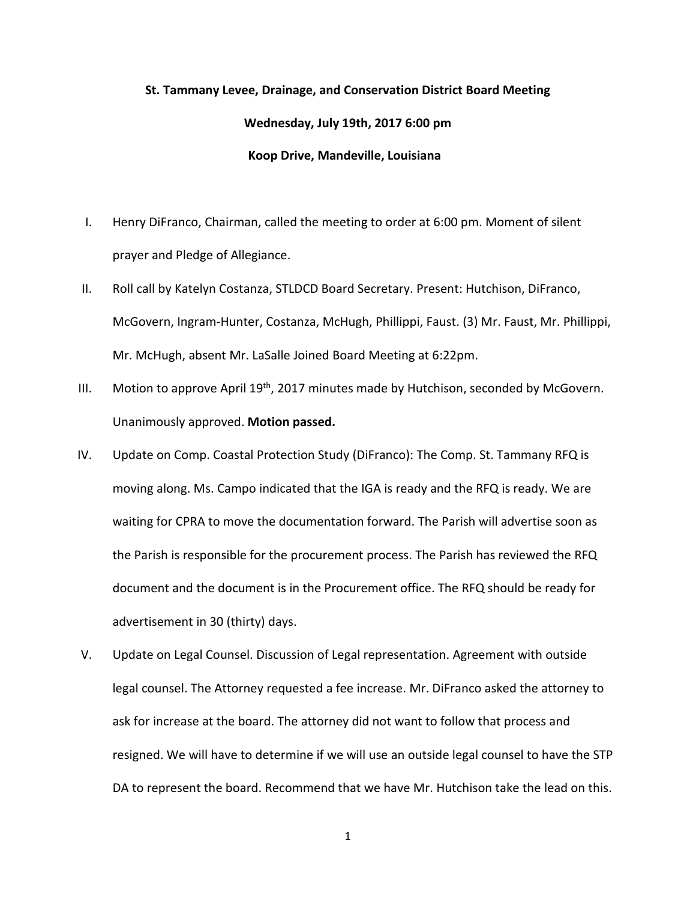**St. Tammany Levee, Drainage, and Conservation District Board Meeting**

**Wednesday, July 19th, 2017 6:00 pm**

**Koop Drive, Mandeville, Louisiana**

I. Henry DiFranco, Chairman, called the meeting to order at 6:00 pm. Moment of silent prayer and Pledge of Allegiance.

II. Roll call by Katelyn Costanza, STLDCD Board Secretary. Present: Hutchison, DiFranco, McGovern, Ingram-Hunter, Costanza, McHugh, Phillippi, Faust. (3) Mr. Faust, Mr. Phillippi, Mr. McHugh, absent Mr. LaSalle Joined Board Meeting at 6:22pm.

III. Motion to approve April 19th, 2017 minutes made by Hutchison, seconded by McGovern. Unanimously approved. **Motion passed.**

IV. Update on Comp. Coastal Protection Study (DiFranco): The Comp. St. Tammany RFQ is moving along. Ms. Campo indicated that the IGA is ready and the RFQ is ready. We are waiting for CPRA to move the documentation forward. The Parish will advertise soon as the Parish is responsible for the procurement process. The Parish has reviewed the RFQ document and the document is in the Procurement office. The RFQ should be ready for advertisement in 30 (thirty) days.

V. Update on Legal Counsel. Discussion of Legal representation. Agreement with outside legal counsel. The Attorney requested a fee increase. Mr. DiFranco asked the attorney to ask for increase at the board. The attorney did not want to follow that process and resigned. We will have to determine if we will use an outside legal counsel to have the STP DA to represent the board. Recommend that we have Mr. Hutchison take the lead on this.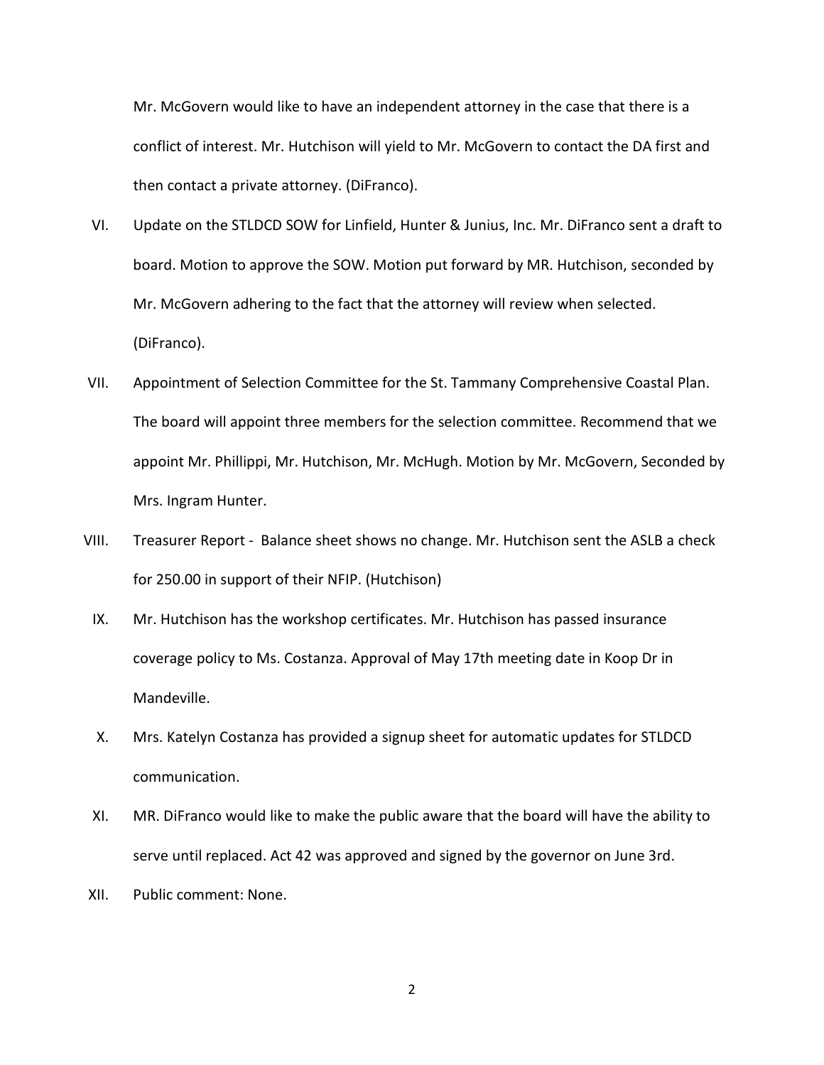Mr. McGovern would like to have an independent attorney in the case that there is a conflict of interest. Mr. Hutchison will yield to Mr. McGovern to contact the DA first and then contact a private attorney. (DiFranco).

VI. Update on the STLDCD SOW for Linfield, Hunter & Junius, Inc. Mr. DiFranco sent a draft to board. Motion to approve the SOW. Motion put forward by MR. Hutchison, seconded by Mr. McGovern adhering to the fact that the attorney will review when selected. (DiFranco).

VII. Appointment of Selection Committee for the St. Tammany Comprehensive Coastal Plan. The board will appoint three members for the selection committee. Recommend that we appoint Mr. Phillippi, Mr. Hutchison, Mr. McHugh. Motion by Mr. McGovern, Seconded by Mrs. Ingram Hunter.

VIII. Treasurer Report - Balance sheet shows no change. Mr. Hutchison sent the ASLB a check for 250.00 in support of their NFIP. (Hutchison)

IX. Mr. Hutchison has the workshop certificates. Mr. Hutchison has passed insurance coverage policy to Ms. Costanza. Approval of May 17th meeting date in Koop Dr in Mandeville.

X. Mrs. Katelyn Costanza has provided a signup sheet for automatic updates for STLDCD communication.

XI. MR. DiFranco would like to make the public aware that the board will have the ability to serve until replaced. Act 42 was approved and signed by the governor on June 3rd.

XII. Public comment: None.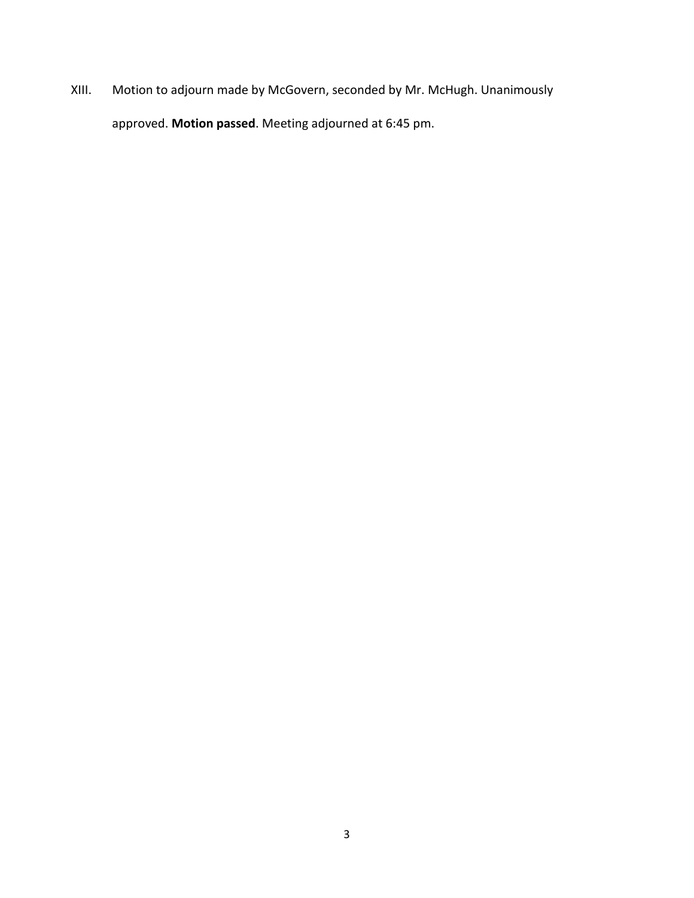XIII. Motion to adjourn made by McGovern, seconded by Mr. McHugh. Unanimously approved. **Motion passed**. Meeting adjourned at 6:45 pm.